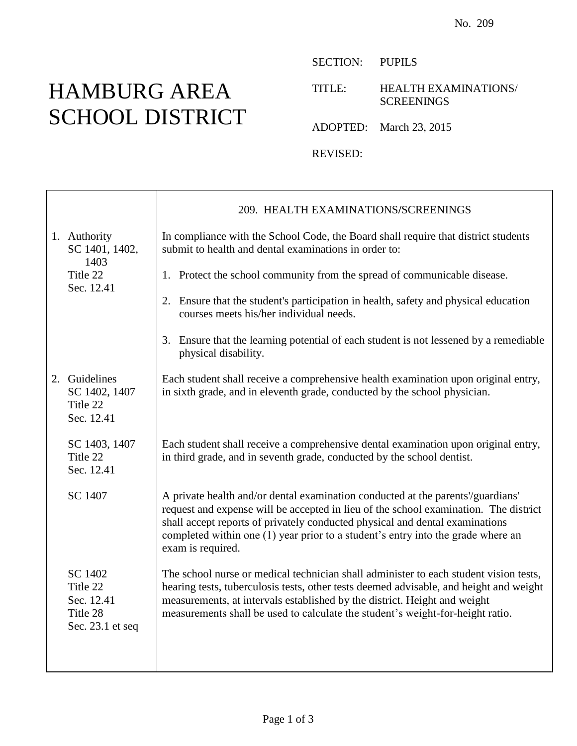No. 209

# HAMBURG AREA SCHOOL DISTRICT

SECTION: PUPILS

TITLE: HEALTH EXAMINATIONS/ SCREENINGS

ADOPTED: March 23, 2015

REVISED:

## 209. HEALTH EXAMINATIONS/SCREENINGS

**1. Authority**
SC 1401, 1402, 1403
Title 22
Sec. 12.41

In compliance with the School Code, the Board shall require that district students submit to health and dental examinations in order to:

1. Protect the school community from the spread of communicable disease.
2. Ensure that the student's participation in health, safety and physical education courses meets his/her individual needs.
3. Ensure that the learning potential of each student is not lessened by a remediable physical disability.

**2. Guidelines**
SC 1402, 1407
Title 22
Sec. 12.41

Each student shall receive a comprehensive health examination upon original entry, in sixth grade, and in eleventh grade, conducted by the school physician.

SC 1403, 1407
Title 22
Sec. 12.41

Each student shall receive a comprehensive dental examination upon original entry, in third grade, and in seventh grade, conducted by the school dentist.

SC 1407

A private health and/or dental examination conducted at the parents'/guardians' request and expense will be accepted in lieu of the school examination. The district shall accept reports of privately conducted physical and dental examinations completed within one (1) year prior to a student's entry into the grade where an exam is required.

SC 1402
Title 22
Sec. 12.41
Title 28
Sec. 23.1 et seq

The school nurse or medical technician shall administer to each student vision tests, hearing tests, tuberculosis tests, other tests deemed advisable, and height and weight measurements, at intervals established by the district. Height and weight measurements shall be used to calculate the student's weight-for-height ratio.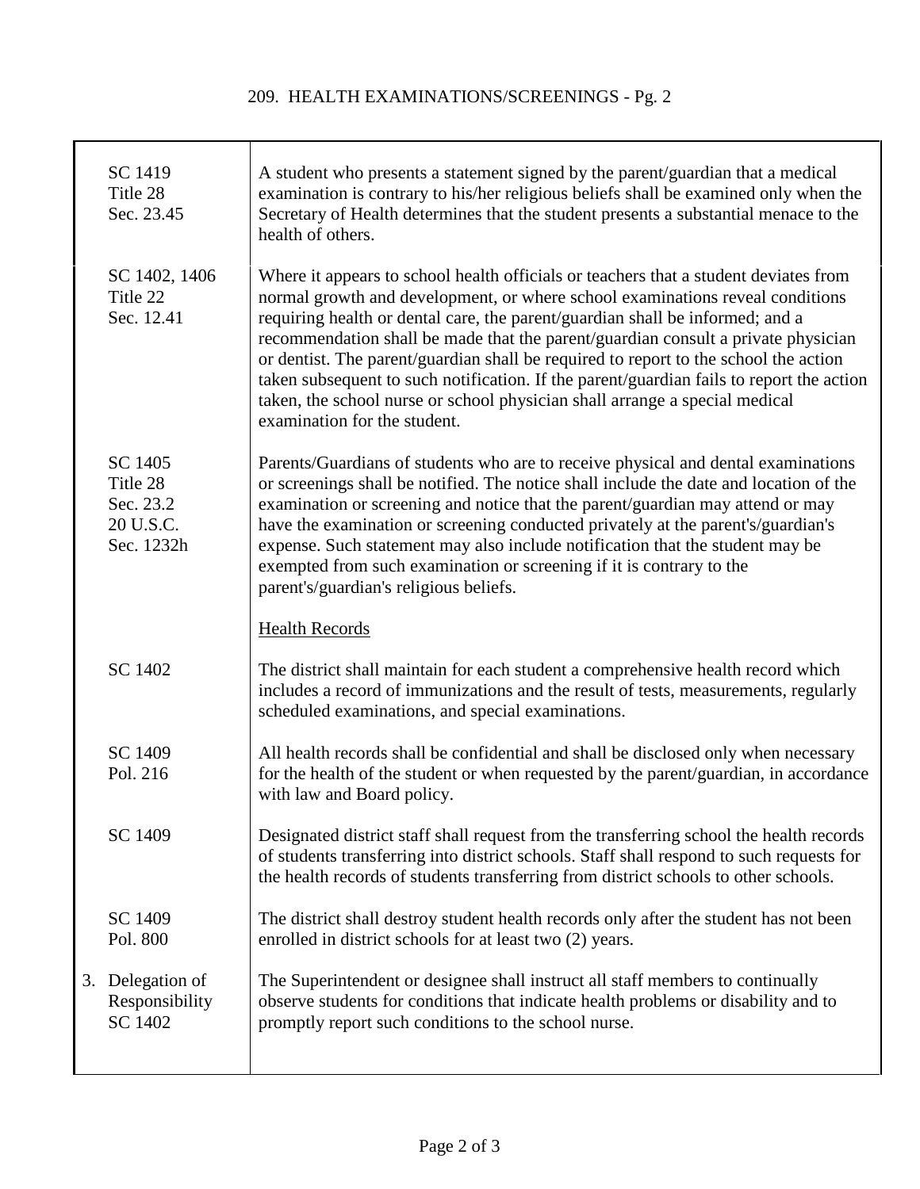| | |
|---|---|
| SC 1419<br>Title 28<br>Sec. 23.45 | A student who presents a statement signed by the parent/guardian that a medical examination is contrary to his/her religious beliefs shall be examined only when the Secretary of Health determines that the student presents a substantial menace to the health of others. |
| SC 1402, 1406<br>Title 22<br>Sec. 12.41 | Where it appears to school health officials or teachers that a student deviates from normal growth and development, or where school examinations reveal conditions requiring health or dental care, the parent/guardian shall be informed; and a recommendation shall be made that the parent/guardian consult a private physician or dentist. The parent/guardian shall be required to report to the school the action taken subsequent to such notification. If the parent/guardian fails to report the action taken, the school nurse or school physician shall arrange a special medical examination for the student. |
| SC 1405<br>Title 28<br>Sec. 23.2<br>20 U.S.C.<br>Sec. 1232h | Parents/Guardians of students who are to receive physical and dental examinations or screenings shall be notified. The notice shall include the date and location of the examination or screening and notice that the parent/guardian may attend or may have the examination or screening conducted privately at the parent's/guardian's expense. Such statement may also include notification that the student may be exempted from such examination or screening if it is contrary to the parent's/guardian's religious beliefs. |
| | <u>Health Records</u> |
| SC 1402 | The district shall maintain for each student a comprehensive health record which includes a record of immunizations and the result of tests, measurements, regularly scheduled examinations, and special examinations. |
| SC 1409<br>Pol. 216 | All health records shall be confidential and shall be disclosed only when necessary for the health of the student or when requested by the parent/guardian, in accordance with law and Board policy. |
| SC 1409 | Designated district staff shall request from the transferring school the health records of students transferring into district schools. Staff shall respond to such requests for the health records of students transferring from district schools to other schools. |
| SC 1409<br>Pol. 800 | The district shall destroy student health records only after the student has not been enrolled in district schools for at least two (2) years. |
| 3. Delegation of Responsibility<br>SC 1402 | The Superintendent or designee shall instruct all staff members to continually observe students for conditions that indicate health problems or disability and to promptly report such conditions to the school nurse. |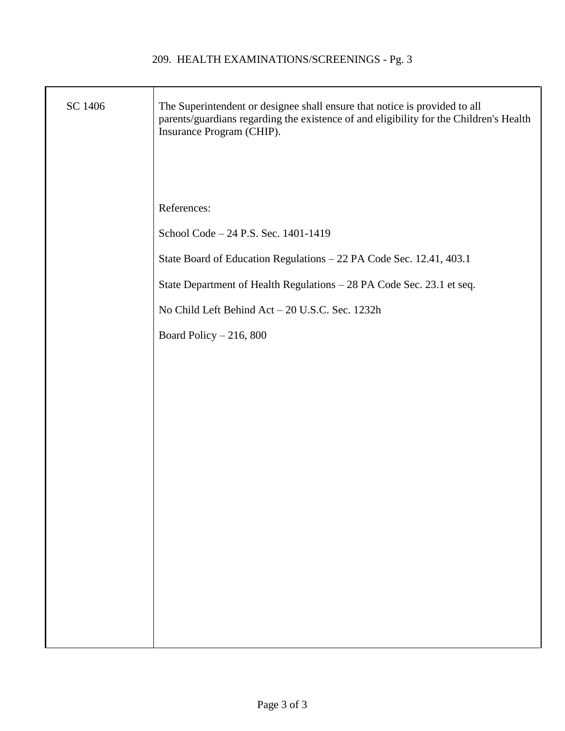| | |
|---|---|
| SC 1406 | The Superintendent or designee shall ensure that notice is provided to all parents/guardians regarding the existence of and eligibility for the Children's Health Insurance Program (CHIP). |
| | References:<br><br>School Code – 24 P.S. Sec. 1401-1419<br><br>State Board of Education Regulations – 22 PA Code Sec. 12.41, 403.1<br><br>State Department of Health Regulations – 28 PA Code Sec. 23.1 et seq.<br><br>No Child Left Behind Act – 20 U.S.C. Sec. 1232h<br><br>Board Policy – 216, 800 |